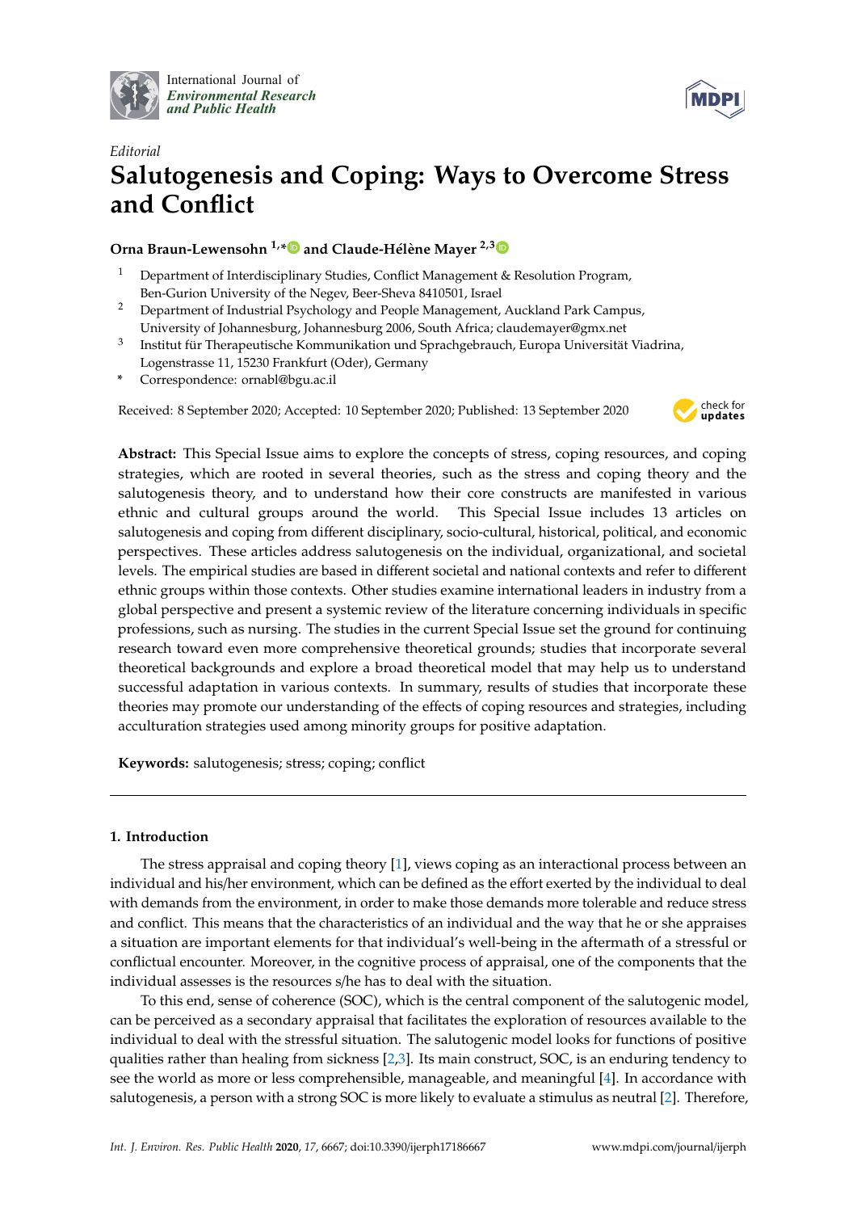International Journal of *Environmental Research and Public Health*

*Editorial*

# Salutogenesis and Coping: Ways to Overcome Stress and Conflict

**Orna Braun-Lewensohn [1,*] and Claude-Hélène Mayer [2,3]**

[1] Department of Interdisciplinary Studies, Conflict Management & Resolution Program, Ben-Gurion University of the Negev, Beer-Sheva 8410501, Israel
[2] Department of Industrial Psychology and People Management, Auckland Park Campus, University of Johannesburg, Johannesburg 2006, South Africa; claudemayer@gmx.net
[3] Institut für Therapeutische Kommunikation und Sprachgebrauch, Europa Universität Viadrina, Logenstrasse 11, 15230 Frankfurt (Oder), Germany
* Correspondence: ornabl@bgu.ac.il

Received: 8 September 2020; Accepted: 10 September 2020; Published: 13 September 2020

**Abstract:** This Special Issue aims to explore the concepts of stress, coping resources, and coping strategies, which are rooted in several theories, such as the stress and coping theory and the salutogenesis theory, and to understand how their core constructs are manifested in various ethnic and cultural groups around the world. This Special Issue includes 13 articles on salutogenesis and coping from different disciplinary, socio-cultural, historical, political, and economic perspectives. These articles address salutogenesis on the individual, organizational, and societal levels. The empirical studies are based in different societal and national contexts and refer to different ethnic groups within those contexts. Other studies examine international leaders in industry from a global perspective and present a systemic review of the literature concerning individuals in specific professions, such as nursing. The studies in the current Special Issue set the ground for continuing research toward even more comprehensive theoretical grounds; studies that incorporate several theoretical backgrounds and explore a broad theoretical model that may help us to understand successful adaptation in various contexts. In summary, results of studies that incorporate these theories may promote our understanding of the effects of coping resources and strategies, including acculturation strategies used among minority groups for positive adaptation.

**Keywords:** salutogenesis; stress; coping; conflict

## 1. Introduction

The stress appraisal and coping theory [1], views coping as an interactional process between an individual and his/her environment, which can be defined as the effort exerted by the individual to deal with demands from the environment, in order to make those demands more tolerable and reduce stress and conflict. This means that the characteristics of an individual and the way that he or she appraises a situation are important elements for that individual's well-being in the aftermath of a stressful or conflictual encounter. Moreover, in the cognitive process of appraisal, one of the components that the individual assesses is the resources s/he has to deal with the situation.

To this end, sense of coherence (SOC), which is the central component of the salutogenic model, can be perceived as a secondary appraisal that facilitates the exploration of resources available to the individual to deal with the stressful situation. The salutogenic model looks for functions of positive qualities rather than healing from sickness [2,3]. Its main construct, SOC, is an enduring tendency to see the world as more or less comprehensible, manageable, and meaningful [4]. In accordance with salutogenesis, a person with a strong SOC is more likely to evaluate a stimulus as neutral [2]. Therefore,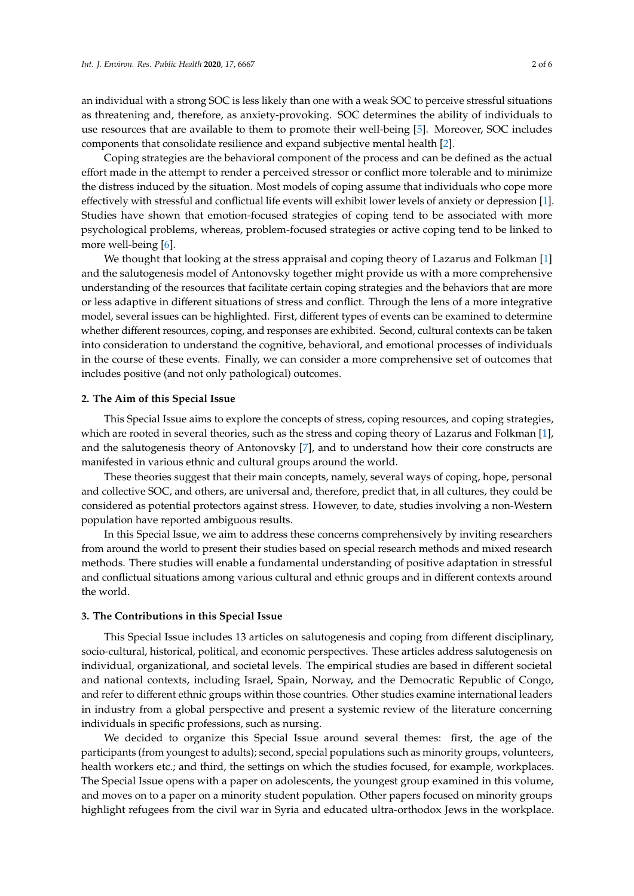an individual with a strong SOC is less likely than one with a weak SOC to perceive stressful situations as threatening and, therefore, as anxiety-provoking. SOC determines the ability of individuals to use resources that are available to them to promote their well-being [5]. Moreover, SOC includes components that consolidate resilience and expand subjective mental health [2].

Coping strategies are the behavioral component of the process and can be defined as the actual effort made in the attempt to render a perceived stressor or conflict more tolerable and to minimize the distress induced by the situation. Most models of coping assume that individuals who cope more effectively with stressful and conflictual life events will exhibit lower levels of anxiety or depression [1]. Studies have shown that emotion-focused strategies of coping tend to be associated with more psychological problems, whereas, problem-focused strategies or active coping tend to be linked to more well-being [6].

We thought that looking at the stress appraisal and coping theory of Lazarus and Folkman [1] and the salutogenesis model of Antonovsky together might provide us with a more comprehensive understanding of the resources that facilitate certain coping strategies and the behaviors that are more or less adaptive in different situations of stress and conflict. Through the lens of a more integrative model, several issues can be highlighted. First, different types of events can be examined to determine whether different resources, coping, and responses are exhibited. Second, cultural contexts can be taken into consideration to understand the cognitive, behavioral, and emotional processes of individuals in the course of these events. Finally, we can consider a more comprehensive set of outcomes that includes positive (and not only pathological) outcomes.

## 2. The Aim of this Special Issue

This Special Issue aims to explore the concepts of stress, coping resources, and coping strategies, which are rooted in several theories, such as the stress and coping theory of Lazarus and Folkman [1], and the salutogenesis theory of Antonovsky [7], and to understand how their core constructs are manifested in various ethnic and cultural groups around the world.

These theories suggest that their main concepts, namely, several ways of coping, hope, personal and collective SOC, and others, are universal and, therefore, predict that, in all cultures, they could be considered as potential protectors against stress. However, to date, studies involving a non-Western population have reported ambiguous results.

In this Special Issue, we aim to address these concerns comprehensively by inviting researchers from around the world to present their studies based on special research methods and mixed research methods. There studies will enable a fundamental understanding of positive adaptation in stressful and conflictual situations among various cultural and ethnic groups and in different contexts around the world.

## 3. The Contributions in this Special Issue

This Special Issue includes 13 articles on salutogenesis and coping from different disciplinary, socio-cultural, historical, political, and economic perspectives. These articles address salutogenesis on individual, organizational, and societal levels. The empirical studies are based in different societal and national contexts, including Israel, Spain, Norway, and the Democratic Republic of Congo, and refer to different ethnic groups within those countries. Other studies examine international leaders in industry from a global perspective and present a systemic review of the literature concerning individuals in specific professions, such as nursing.

We decided to organize this Special Issue around several themes: first, the age of the participants (from youngest to adults); second, special populations such as minority groups, volunteers, health workers etc.; and third, the settings on which the studies focused, for example, workplaces. The Special Issue opens with a paper on adolescents, the youngest group examined in this volume, and moves on to a paper on a minority student population. Other papers focused on minority groups highlight refugees from the civil war in Syria and educated ultra-orthodox Jews in the workplace.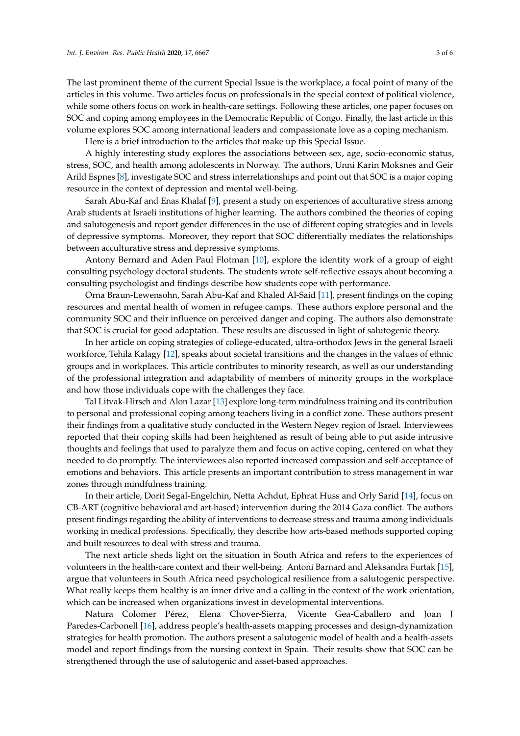The last prominent theme of the current Special Issue is the workplace, a focal point of many of the articles in this volume. Two articles focus on professionals in the special context of political violence, while some others focus on work in health-care settings. Following these articles, one paper focuses on SOC and coping among employees in the Democratic Republic of Congo. Finally, the last article in this volume explores SOC among international leaders and compassionate love as a coping mechanism.

Here is a brief introduction to the articles that make up this Special Issue.

A highly interesting study explores the associations between sex, age, socio-economic status, stress, SOC, and health among adolescents in Norway. The authors, Unni Karin Moksnes and Geir Arild Espnes [8], investigate SOC and stress interrelationships and point out that SOC is a major coping resource in the context of depression and mental well-being.

Sarah Abu-Kaf and Enas Khalaf [9], present a study on experiences of acculturative stress among Arab students at Israeli institutions of higher learning. The authors combined the theories of coping and salutogenesis and report gender differences in the use of different coping strategies and in levels of depressive symptoms. Moreover, they report that SOC differentially mediates the relationships between acculturative stress and depressive symptoms.

Antony Bernard and Aden Paul Flotman [10], explore the identity work of a group of eight consulting psychology doctoral students. The students wrote self-reflective essays about becoming a consulting psychologist and findings describe how students cope with performance.

Orna Braun-Lewensohn, Sarah Abu-Kaf and Khaled Al-Said [11], present findings on the coping resources and mental health of women in refugee camps. These authors explore personal and the community SOC and their influence on perceived danger and coping. The authors also demonstrate that SOC is crucial for good adaptation. These results are discussed in light of salutogenic theory.

In her article on coping strategies of college-educated, ultra-orthodox Jews in the general Israeli workforce, Tehila Kalagy [12], speaks about societal transitions and the changes in the values of ethnic groups and in workplaces. This article contributes to minority research, as well as our understanding of the professional integration and adaptability of members of minority groups in the workplace and how those individuals cope with the challenges they face.

Tal Litvak-Hirsch and Alon Lazar [13] explore long-term mindfulness training and its contribution to personal and professional coping among teachers living in a conflict zone. These authors present their findings from a qualitative study conducted in the Western Negev region of Israel. Interviewees reported that their coping skills had been heightened as result of being able to put aside intrusive thoughts and feelings that used to paralyze them and focus on active coping, centered on what they needed to do promptly. The interviewees also reported increased compassion and self-acceptance of emotions and behaviors. This article presents an important contribution to stress management in war zones through mindfulness training.

In their article, Dorit Segal-Engelchin, Netta Achdut, Ephrat Huss and Orly Sarid [14], focus on CB-ART (cognitive behavioral and art-based) intervention during the 2014 Gaza conflict. The authors present findings regarding the ability of interventions to decrease stress and trauma among individuals working in medical professions. Specifically, they describe how arts-based methods supported coping and built resources to deal with stress and trauma.

The next article sheds light on the situation in South Africa and refers to the experiences of volunteers in the health-care context and their well-being. Antoni Barnard and Aleksandra Furtak [15], argue that volunteers in South Africa need psychological resilience from a salutogenic perspective. What really keeps them healthy is an inner drive and a calling in the context of the work orientation, which can be increased when organizations invest in developmental interventions.

Natura Colomer Pérez, Elena Chover-Sierra, Vicente Gea-Caballero and Joan J Paredes-Carbonell [16], address people's health-assets mapping processes and design-dynamization strategies for health promotion. The authors present a salutogenic model of health and a health-assets model and report findings from the nursing context in Spain. Their results show that SOC can be strengthened through the use of salutogenic and asset-based approaches.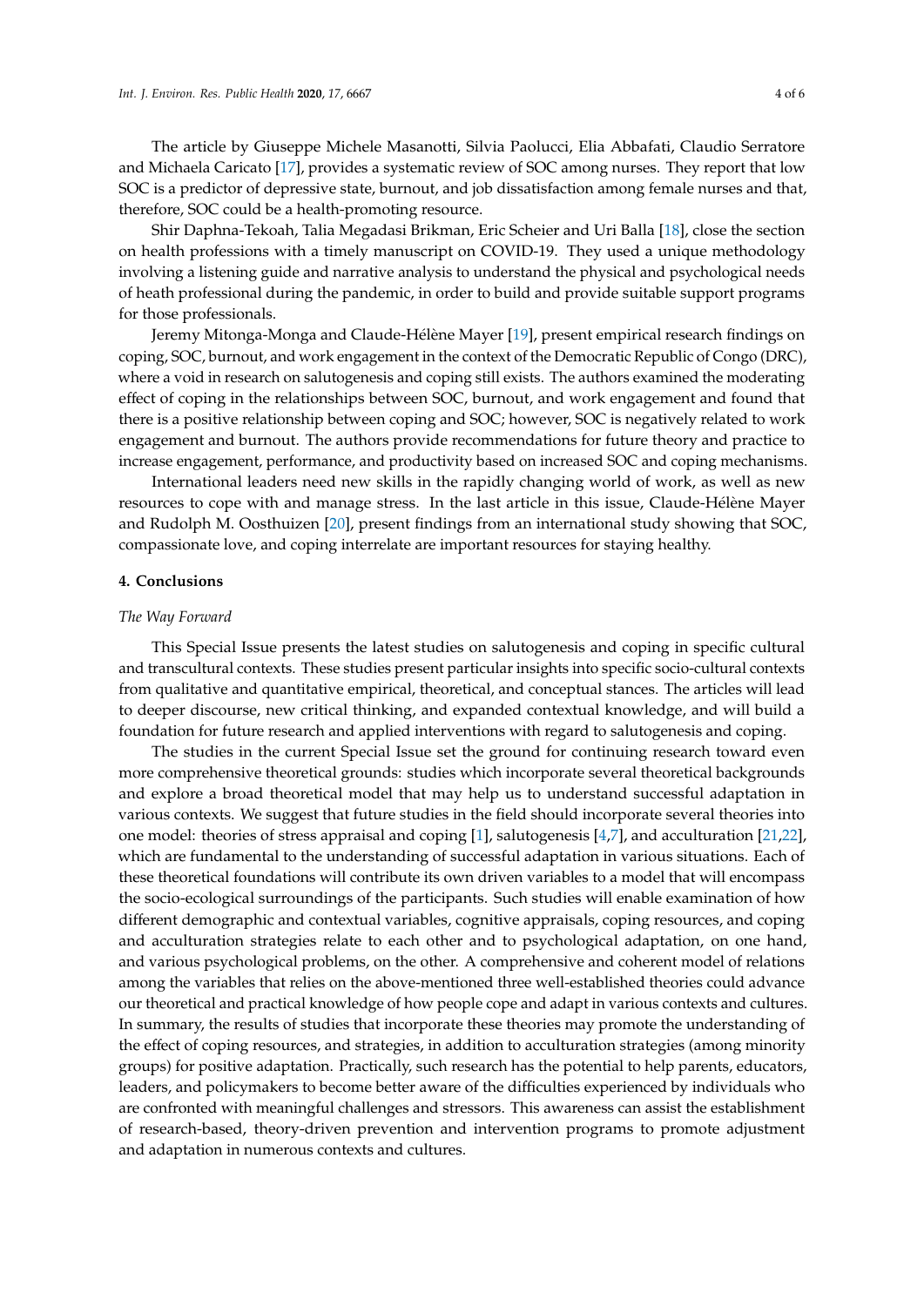The article by Giuseppe Michele Masanotti, Silvia Paolucci, Elia Abbafati, Claudio Serratore and Michaela Caricato [17], provides a systematic review of SOC among nurses. They report that low SOC is a predictor of depressive state, burnout, and job dissatisfaction among female nurses and that, therefore, SOC could be a health-promoting resource.

Shir Daphna-Tekoah, Talia Megadasi Brikman, Eric Scheier and Uri Balla [18], close the section on health professions with a timely manuscript on COVID-19. They used a unique methodology involving a listening guide and narrative analysis to understand the physical and psychological needs of heath professional during the pandemic, in order to build and provide suitable support programs for those professionals.

Jeremy Mitonga-Monga and Claude-Hélène Mayer [19], present empirical research findings on coping, SOC, burnout, and work engagement in the context of the Democratic Republic of Congo (DRC), where a void in research on salutogenesis and coping still exists. The authors examined the moderating effect of coping in the relationships between SOC, burnout, and work engagement and found that there is a positive relationship between coping and SOC; however, SOC is negatively related to work engagement and burnout. The authors provide recommendations for future theory and practice to increase engagement, performance, and productivity based on increased SOC and coping mechanisms.

International leaders need new skills in the rapidly changing world of work, as well as new resources to cope with and manage stress. In the last article in this issue, Claude-Hélène Mayer and Rudolph M. Oosthuizen [20], present findings from an international study showing that SOC, compassionate love, and coping interrelate are important resources for staying healthy.

## 4. Conclusions

### *The Way Forward*

This Special Issue presents the latest studies on salutogenesis and coping in specific cultural and transcultural contexts. These studies present particular insights into specific socio-cultural contexts from qualitative and quantitative empirical, theoretical, and conceptual stances. The articles will lead to deeper discourse, new critical thinking, and expanded contextual knowledge, and will build a foundation for future research and applied interventions with regard to salutogenesis and coping.

The studies in the current Special Issue set the ground for continuing research toward even more comprehensive theoretical grounds: studies which incorporate several theoretical backgrounds and explore a broad theoretical model that may help us to understand successful adaptation in various contexts. We suggest that future studies in the field should incorporate several theories into one model: theories of stress appraisal and coping [1], salutogenesis [4,7], and acculturation [21,22], which are fundamental to the understanding of successful adaptation in various situations. Each of these theoretical foundations will contribute its own driven variables to a model that will encompass the socio-ecological surroundings of the participants. Such studies will enable examination of how different demographic and contextual variables, cognitive appraisals, coping resources, and coping and acculturation strategies relate to each other and to psychological adaptation, on one hand, and various psychological problems, on the other. A comprehensive and coherent model of relations among the variables that relies on the above-mentioned three well-established theories could advance our theoretical and practical knowledge of how people cope and adapt in various contexts and cultures. In summary, the results of studies that incorporate these theories may promote the understanding of the effect of coping resources, and strategies, in addition to acculturation strategies (among minority groups) for positive adaptation. Practically, such research has the potential to help parents, educators, leaders, and policymakers to become better aware of the difficulties experienced by individuals who are confronted with meaningful challenges and stressors. This awareness can assist the establishment of research-based, theory-driven prevention and intervention programs to promote adjustment and adaptation in numerous contexts and cultures.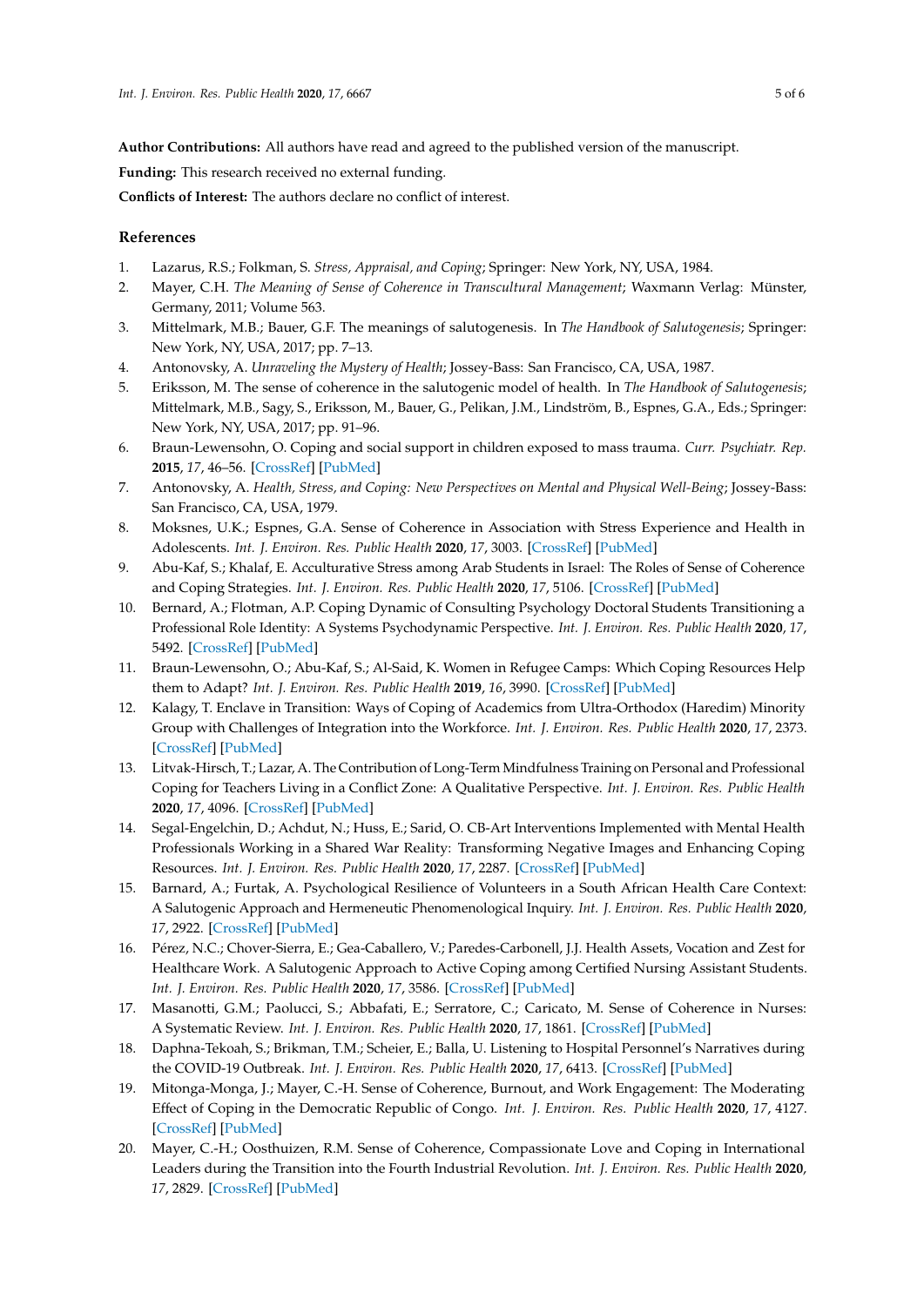**Author Contributions:** All authors have read and agreed to the published version of the manuscript.

**Funding:** This research received no external funding.

**Conflicts of Interest:** The authors declare no conflict of interest.

## References

1. Lazarus, R.S.; Folkman, S. *Stress, Appraisal, and Coping*; Springer: New York, NY, USA, 1984.
2. Mayer, C.H. *The Meaning of Sense of Coherence in Transcultural Management*; Waxmann Verlag: Münster, Germany, 2011; Volume 563.
3. Mittelmark, M.B.; Bauer, G.F. The meanings of salutogenesis. In *The Handbook of Salutogenesis*; Springer: New York, NY, USA, 2017; pp. 7–13.
4. Antonovsky, A. *Unraveling the Mystery of Health*; Jossey-Bass: San Francisco, CA, USA, 1987.
5. Eriksson, M. The sense of coherence in the salutogenic model of health. In *The Handbook of Salutogenesis*; Mittelmark, M.B., Sagy, S., Eriksson, M., Bauer, G., Pelikan, J.M., Lindström, B., Espnes, G.A., Eds.; Springer: New York, NY, USA, 2017; pp. 91–96.
6. Braun-Lewensohn, O. Coping and social support in children exposed to mass trauma. *Curr. Psychiatr. Rep.* **2015**, *17*, 46–56. [CrossRef] [PubMed]
7. Antonovsky, A. *Health, Stress, and Coping: New Perspectives on Mental and Physical Well-Being*; Jossey-Bass: San Francisco, CA, USA, 1979.
8. Moksnes, U.K.; Espnes, G.A. Sense of Coherence in Association with Stress Experience and Health in Adolescents. *Int. J. Environ. Res. Public Health* **2020**, *17*, 3003. [CrossRef] [PubMed]
9. Abu-Kaf, S.; Khalaf, E. Acculturative Stress among Arab Students in Israel: The Roles of Sense of Coherence and Coping Strategies. *Int. J. Environ. Res. Public Health* **2020**, *17*, 5106. [CrossRef] [PubMed]
10. Bernard, A.; Flotman, A.P. Coping Dynamic of Consulting Psychology Doctoral Students Transitioning a Professional Role Identity: A Systems Psychodynamic Perspective. *Int. J. Environ. Res. Public Health* **2020**, *17*, 5492. [CrossRef] [PubMed]
11. Braun-Lewensohn, O.; Abu-Kaf, S.; Al-Said, K. Women in Refugee Camps: Which Coping Resources Help them to Adapt? *Int. J. Environ. Res. Public Health* **2019**, *16*, 3990. [CrossRef] [PubMed]
12. Kalagy, T. Enclave in Transition: Ways of Coping of Academics from Ultra-Orthodox (Haredim) Minority Group with Challenges of Integration into the Workforce. *Int. J. Environ. Res. Public Health* **2020**, *17*, 2373. [CrossRef] [PubMed]
13. Litvak-Hirsch, T.; Lazar, A. The Contribution of Long-Term Mindfulness Training on Personal and Professional Coping for Teachers Living in a Conflict Zone: A Qualitative Perspective. *Int. J. Environ. Res. Public Health* **2020**, *17*, 4096. [CrossRef] [PubMed]
14. Segal-Engelchin, D.; Achdut, N.; Huss, E.; Sarid, O. CB-Art Interventions Implemented with Mental Health Professionals Working in a Shared War Reality: Transforming Negative Images and Enhancing Coping Resources. *Int. J. Environ. Res. Public Health* **2020**, *17*, 2287. [CrossRef] [PubMed]
15. Barnard, A.; Furtak, A. Psychological Resilience of Volunteers in a South African Health Care Context: A Salutogenic Approach and Hermeneutic Phenomenological Inquiry. *Int. J. Environ. Res. Public Health* **2020**, *17*, 2922. [CrossRef] [PubMed]
16. Pérez, N.C.; Chover-Sierra, E.; Gea-Caballero, V.; Paredes-Carbonell, J.J. Health Assets, Vocation and Zest for Healthcare Work. A Salutogenic Approach to Active Coping among Certified Nursing Assistant Students. *Int. J. Environ. Res. Public Health* **2020**, *17*, 3586. [CrossRef] [PubMed]
17. Masanotti, G.M.; Paolucci, S.; Abbafati, E.; Serratore, C.; Caricato, M. Sense of Coherence in Nurses: A Systematic Review. *Int. J. Environ. Res. Public Health* **2020**, *17*, 1861. [CrossRef] [PubMed]
18. Daphna-Tekoah, S.; Brikman, T.M.; Scheier, E.; Balla, U. Listening to Hospital Personnel's Narratives during the COVID-19 Outbreak. *Int. J. Environ. Res. Public Health* **2020**, *17*, 6413. [CrossRef] [PubMed]
19. Mitonga-Monga, J.; Mayer, C.-H. Sense of Coherence, Burnout, and Work Engagement: The Moderating Effect of Coping in the Democratic Republic of Congo. *Int. J. Environ. Res. Public Health* **2020**, *17*, 4127. [CrossRef] [PubMed]
20. Mayer, C.-H.; Oosthuizen, R.M. Sense of Coherence, Compassionate Love and Coping in International Leaders during the Transition into the Fourth Industrial Revolution. *Int. J. Environ. Res. Public Health* **2020**, *17*, 2829. [CrossRef] [PubMed]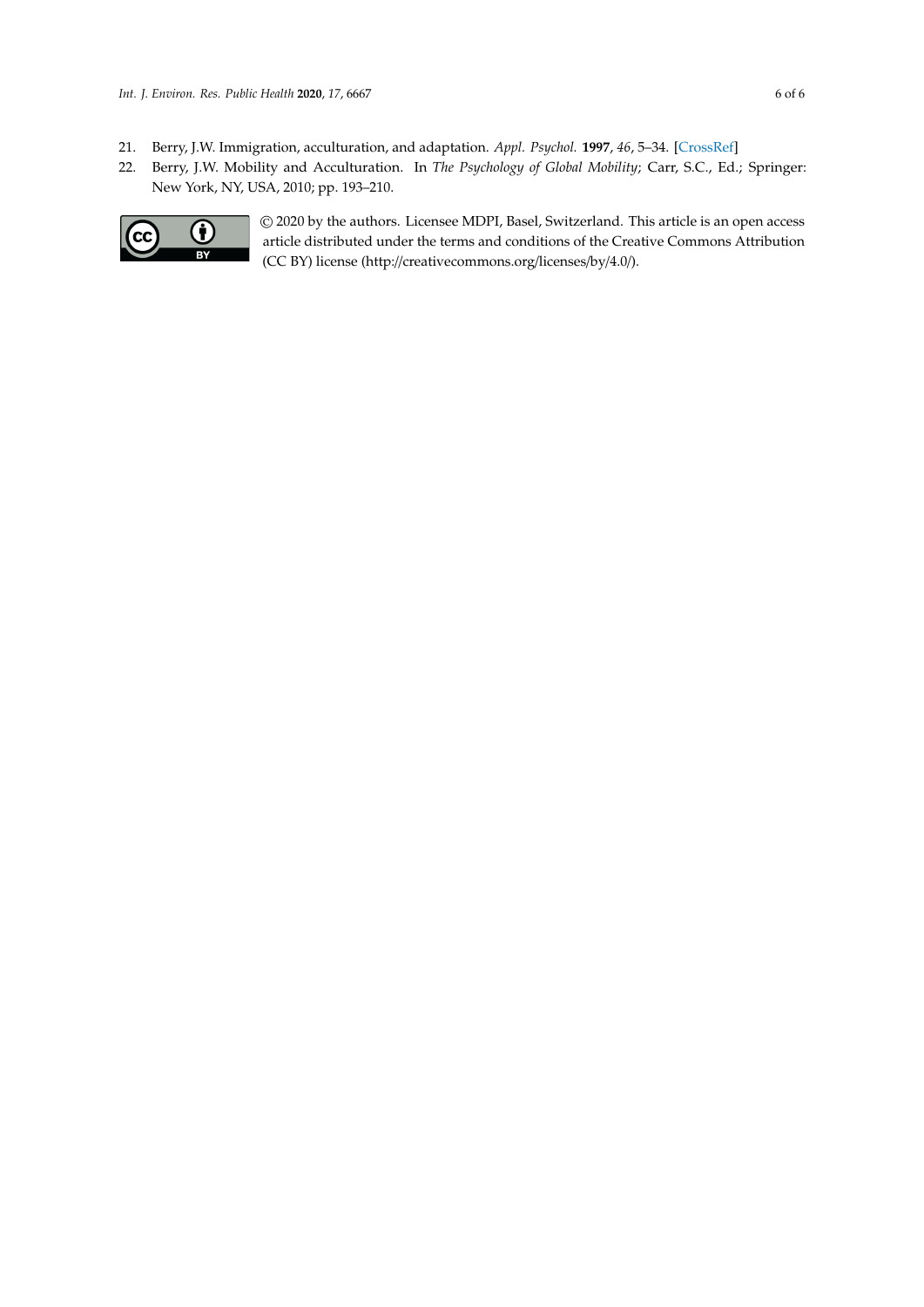21. Berry, J.W. Immigration, acculturation, and adaptation. *Appl. Psychol.* **1997**, *46*, 5–34. [CrossRef]
22. Berry, J.W. Mobility and Acculturation. In *The Psychology of Global Mobility*; Carr, S.C., Ed.; Springer: New York, NY, USA, 2010; pp. 193–210.

© 2020 by the authors. Licensee MDPI, Basel, Switzerland. This article is an open access article distributed under the terms and conditions of the Creative Commons Attribution (CC BY) license (http://creativecommons.org/licenses/by/4.0/).